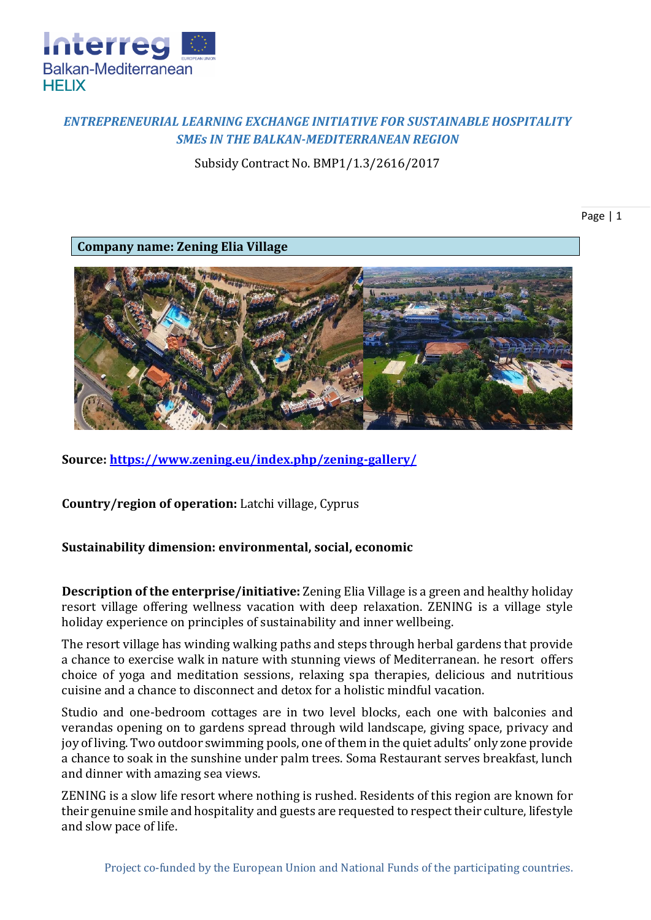*ENTREPRENEURIAL LEARNING EXCHANGE INITIATIVE FOR SUSTAINABLE HOSPITALITY SMEs IN THE BALKAN-MEDITERRANEAN REGION*

Subsidy Contract No. BMP1/1.3/2616/2017

**Company name: Zening Elia Village**

**Source:** **https://www.zening.eu/index.php/zening-gallery/**

**Country/region of operation:** Latchi village, Cyprus

**Sustainability dimension: environmental, social, economic**

**Description of the enterprise/initiative:** Zening Elia Village is a green and healthy holiday resort village offering wellness vacation with deep relaxation. ZENING is a village style holiday experience on principles of sustainability and inner wellbeing.

The resort village has winding walking paths and steps through herbal gardens that provide a chance to exercise walk in nature with stunning views of Mediterranean. he resort offers choice of yoga and meditation sessions, relaxing spa therapies, delicious and nutritious cuisine and a chance to disconnect and detox for a holistic mindful vacation.

Studio and one-bedroom cottages are in two level blocks, each one with balconies and verandas opening on to gardens spread through wild landscape, giving space, privacy and joy of living. Two outdoor swimming pools, one of them in the quiet adults' only zone provide a chance to soak in the sunshine under palm trees. Soma Restaurant serves breakfast, lunch and dinner with amazing sea views.

ZENING is a slow life resort where nothing is rushed. Residents of this region are known for their genuine smile and hospitality and guests are requested to respect their culture, lifestyle and slow pace of life.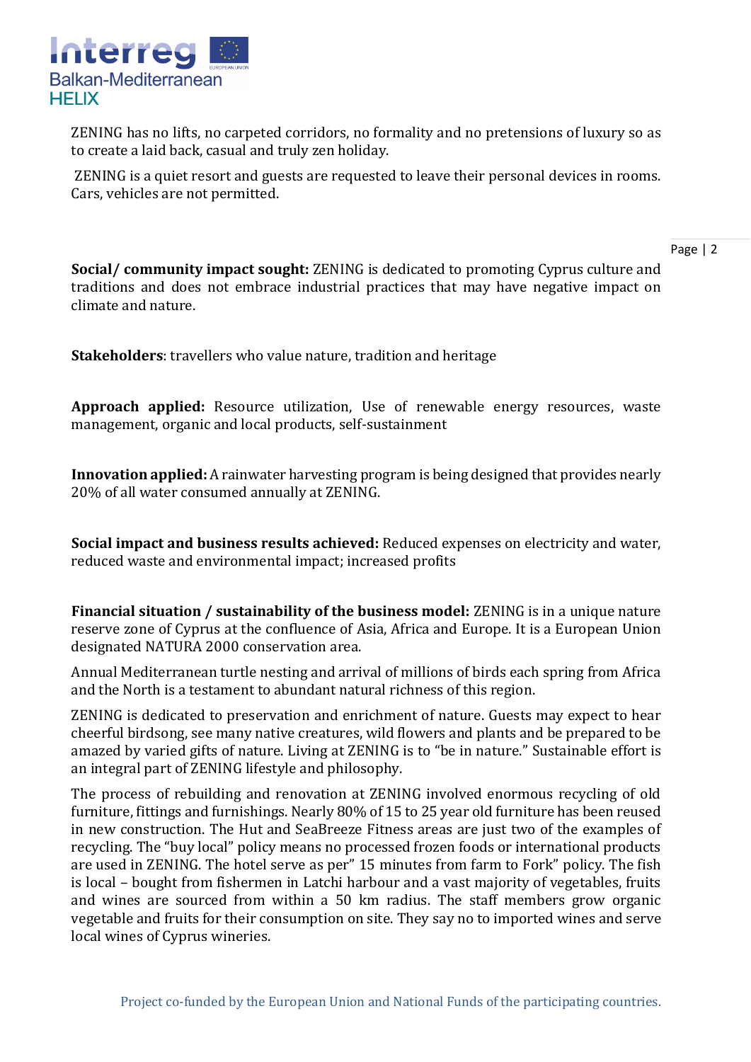ZENING has no lifts, no carpeted corridors, no formality and no pretensions of luxury so as to create a laid back, casual and truly zen holiday.

ZENING is a quiet resort and guests are requested to leave their personal devices in rooms. Cars, vehicles are not permitted.

**Social/ community impact sought:** ZENING is dedicated to promoting Cyprus culture and traditions and does not embrace industrial practices that may have negative impact on climate and nature.

**Stakeholders**: travellers who value nature, tradition and heritage

**Approach applied:** Resource utilization, Use of renewable energy resources, waste management, organic and local products, self-sustainment

**Innovation applied:** A rainwater harvesting program is being designed that provides nearly 20% of all water consumed annually at ZENING.

**Social impact and business results achieved:** Reduced expenses on electricity and water, reduced waste and environmental impact; increased profits

**Financial situation / sustainability of the business model:** ZENING is in a unique nature reserve zone of Cyprus at the confluence of Asia, Africa and Europe. It is a European Union designated NATURA 2000 conservation area.

Annual Mediterranean turtle nesting and arrival of millions of birds each spring from Africa and the North is a testament to abundant natural richness of this region.

ZENING is dedicated to preservation and enrichment of nature. Guests may expect to hear cheerful birdsong, see many native creatures, wild flowers and plants and be prepared to be amazed by varied gifts of nature. Living at ZENING is to "be in nature." Sustainable effort is an integral part of ZENING lifestyle and philosophy.

The process of rebuilding and renovation at ZENING involved enormous recycling of old furniture, fittings and furnishings. Nearly 80% of 15 to 25 year old furniture has been reused in new construction. The Hut and SeaBreeze Fitness areas are just two of the examples of recycling. The "buy local" policy means no processed frozen foods or international products are used in ZENING. The hotel serve as per" 15 minutes from farm to Fork" policy. The fish is local – bought from fishermen in Latchi harbour and a vast majority of vegetables, fruits and wines are sourced from within a 50 km radius. The staff members grow organic vegetable and fruits for their consumption on site. They say no to imported wines and serve local wines of Cyprus wineries.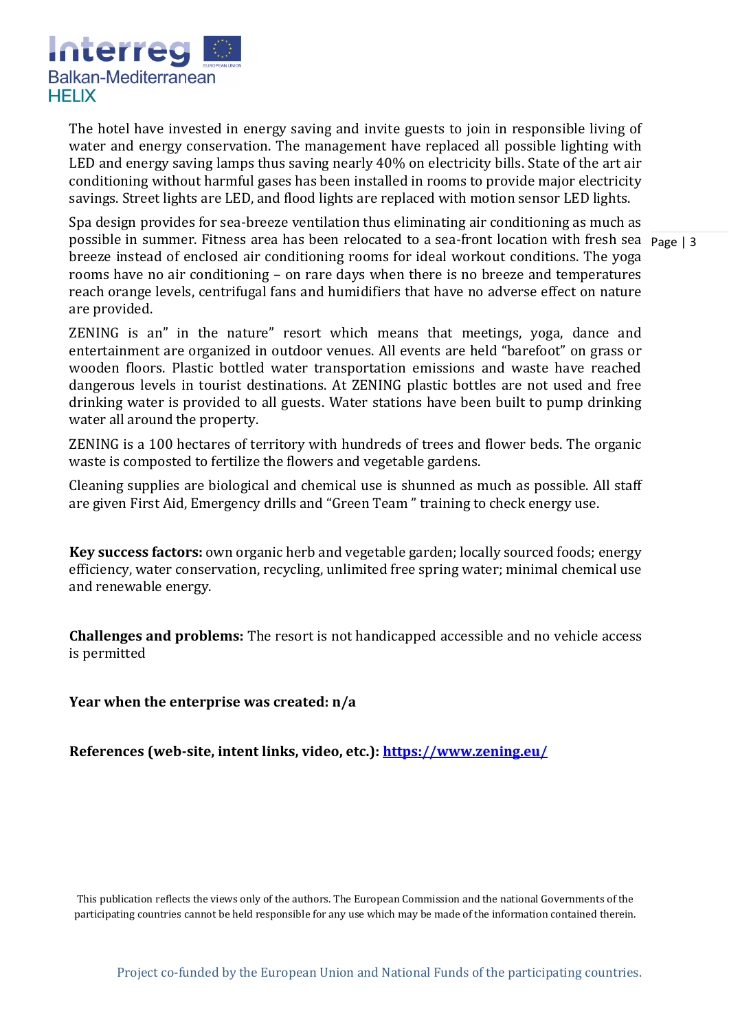The hotel have invested in energy saving and invite guests to join in responsible living of water and energy conservation. The management have replaced all possible lighting with LED and energy saving lamps thus saving nearly 40% on electricity bills. State of the art air conditioning without harmful gases has been installed in rooms to provide major electricity savings. Street lights are LED, and flood lights are replaced with motion sensor LED lights.

Spa design provides for sea-breeze ventilation thus eliminating air conditioning as much as possible in summer. Fitness area has been relocated to a sea-front location with fresh sea breeze instead of enclosed air conditioning rooms for ideal workout conditions. The yoga rooms have no air conditioning – on rare days when there is no breeze and temperatures reach orange levels, centrifugal fans and humidifiers that have no adverse effect on nature are provided.

ZENING is an" in the nature" resort which means that meetings, yoga, dance and entertainment are organized in outdoor venues. All events are held "barefoot" on grass or wooden floors. Plastic bottled water transportation emissions and waste have reached dangerous levels in tourist destinations. At ZENING plastic bottles are not used and free drinking water is provided to all guests. Water stations have been built to pump drinking water all around the property.

ZENING is a 100 hectares of territory with hundreds of trees and flower beds. The organic waste is composted to fertilize the flowers and vegetable gardens.

Cleaning supplies are biological and chemical use is shunned as much as possible. All staff are given First Aid, Emergency drills and "Green Team " training to check energy use.

**Key success factors:** own organic herb and vegetable garden; locally sourced foods; energy efficiency, water conservation, recycling, unlimited free spring water; minimal chemical use and renewable energy.

**Challenges and problems:** The resort is not handicapped accessible and no vehicle access is permitted

**Year when the enterprise was created: n/a**

**References (web-site, intent links, video, etc.): [https://www.zening.eu/](https://www.zening.eu/)**

This publication reflects the views only of the authors. The European Commission and the national Governments of the participating countries cannot be held responsible for any use which may be made of the information contained therein.

Project co-funded by the European Union and National Funds of the participating countries.